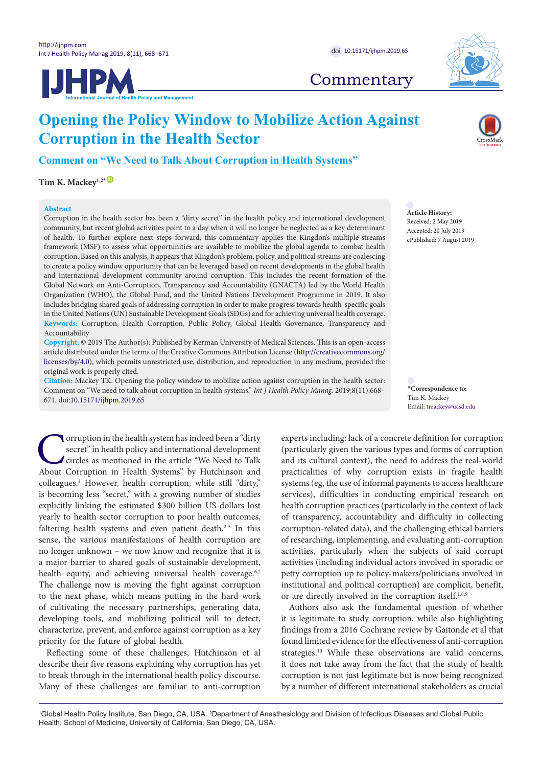Commentary

# Opening the Policy Window to Mobilize Action Against Corruption in the Health Sector

## Comment on "We Need to Talk About Corruption in Health Systems"

**Tim K. Mackey**[1,2*]

**Abstract**

Corruption in the health sector has been a "dirty secret" in the health policy and international development community, but recent global activities point to a day when it will no longer be neglected as a key determinant of health. To further explore next steps forward, this commentary applies the Kingdon's multiple-streams framework (MSF) to assess what opportunities are available to mobilize the global agenda to combat health corruption. Based on this analysis, it appears that Kingdon's problem, policy, and political streams are coalescing to create a policy window opportunity that can be leveraged based on recent developments in the global health and international development community around corruption. This includes the recent formation of the Global Network on Anti-Corruption, Transparency and Accountability (GNACTA) led by the World Health Organization (WHO), the Global Fund, and the United Nations Development Programme in 2019. It also includes bridging shared goals of addressing corruption in order to make progress towards health-specific goals in the United Nations (UN) Sustainable Development Goals (SDGs) and for achieving universal health coverage.

**Keywords:** Corruption, Health Corruption, Public Policy, Global Health Governance, Transparency and Accountability

**Copyright:** © 2019 The Author(s); Published by Kerman University of Medical Sciences. This is an open-access article distributed under the terms of the Creative Commons Attribution License (http://creativecommons.org/licenses/by/4.0), which permits unrestricted use, distribution, and reproduction in any medium, provided the original work is properly cited.

**Citation:** Mackey TK. Opening the policy window to mobilize action against corruption in the health sector: Comment on "We need to talk about corruption in health systems." *Int J Health Policy Manag.* 2019;8(11):668–671. doi:10.15171/ijhpm.2019.65

**Article History:**
Received: 2 May 2019
Accepted: 20 July 2019
ePublished: 7 August 2019

**\*Correspondence to:**
Tim K. Mackey
Email: tmackey@ucsd.edu

Corruption in the health system has indeed been a "dirty secret" in health policy and international development circles as mentioned in the article "We Need to Talk About Corruption in Health Systems" by Hutchinson and colleagues.[1] However, health corruption, while still "dirty," is becoming less "secret," with a growing number of studies explicitly linking the estimated $300 billion US dollars lost yearly to health sector corruption to poor health outcomes, faltering health systems and even patient death.[2-5] In this sense, the various manifestations of health corruption are no longer unknown – we now know and recognize that it is a major barrier to shared goals of sustainable development, health equity, and achieving universal health coverage.[6,7] The challenge now is moving the fight against corruption to the next phase, which means putting in the hard work of cultivating the necessary partnerships, generating data, developing tools, and mobilizing political will to detect, characterize, prevent, and enforce against corruption as a key priority for the future of global health.

Reflecting some of these challenges, Hutchinson et al describe their five reasons explaining why corruption has yet to break through in the international health policy discourse. Many of these challenges are familiar to anti-corruption experts including: lack of a concrete definition for corruption (particularly given the various types and forms of corruption and its cultural context), the need to address the real-world practicalities of why corruption exists in fragile health systems (eg, the use of informal payments to access healthcare services), difficulties in conducting empirical research on health corruption practices (particularly in the context of lack of transparency, accountability and difficulty in collecting corruption-related data), and the challenging ethical barriers of researching, implementing, and evaluating anti-corruption activities, particularly when the subjects of said corrupt activities (including individual actors involved in sporadic or petty corruption up to policy-makers/politicians involved in institutional and political corruption) are complicit, benefit, or are directly involved in the corruption itself.[1,8,9]

Authors also ask the fundamental question of whether it is legitimate to study corruption, while also highlighting findings from a 2016 Cochrane review by Gaitonde et al that found limited evidence for the effectiveness of anti-corruption strategies.[10] While these observations are valid concerns, it does not take away from the fact that the study of health corruption is not just legitimate but is now being recognized by a number of different international stakeholders as crucial

[1]Global Health Policy Institute, San Diego, CA, USA. [2]Department of Anesthesiology and Division of Infectious Diseases and Global Public Health, School of Medicine, University of California, San Diego, CA, USA.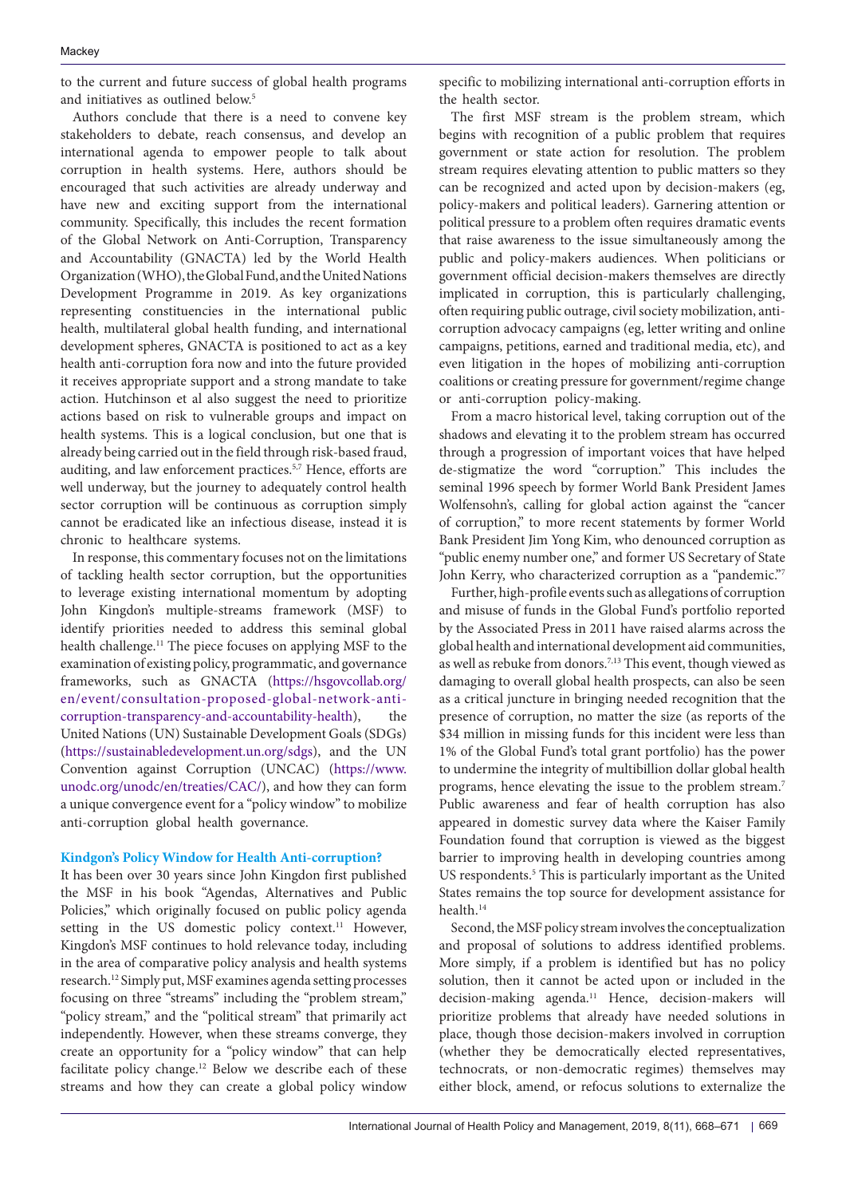to the current and future success of global health programs and initiatives as outlined below.[5]

Authors conclude that there is a need to convene key stakeholders to debate, reach consensus, and develop an international agenda to empower people to talk about corruption in health systems. Here, authors should be encouraged that such activities are already underway and have new and exciting support from the international community. Specifically, this includes the recent formation of the Global Network on Anti-Corruption, Transparency and Accountability (GNACTA) led by the World Health Organization (WHO), the Global Fund, and the United Nations Development Programme in 2019. As key organizations representing constituencies in the international public health, multilateral global health funding, and international development spheres, GNACTA is positioned to act as a key health anti-corruption fora now and into the future provided it receives appropriate support and a strong mandate to take action. Hutchinson et al also suggest the need to prioritize actions based on risk to vulnerable groups and impact on health systems. This is a logical conclusion, but one that is already being carried out in the field through risk-based fraud, auditing, and law enforcement practices.[5,7] Hence, efforts are well underway, but the journey to adequately control health sector corruption will be continuous as corruption simply cannot be eradicated like an infectious disease, instead it is chronic to healthcare systems.

In response, this commentary focuses not on the limitations of tackling health sector corruption, but the opportunities to leverage existing international momentum by adopting John Kingdon's multiple-streams framework (MSF) to identify priorities needed to address this seminal global health challenge.[11] The piece focuses on applying MSF to the examination of existing policy, programmatic, and governance frameworks, such as GNACTA (https://hsgovcollab.org/en/event/consultation-proposed-global-network-anti-corruption-transparency-and-accountability-health), the United Nations (UN) Sustainable Development Goals (SDGs) (https://sustainabledevelopment.un.org/sdgs), and the UN Convention against Corruption (UNCAC) (https://www.unodc.org/unodc/en/treaties/CAC/), and how they can form a unique convergence event for a "policy window" to mobilize anti-corruption global health governance.

## Kindgon's Policy Window for Health Anti-corruption?

It has been over 30 years since John Kingdon first published the MSF in his book "Agendas, Alternatives and Public Policies," which originally focused on public policy agenda setting in the US domestic policy context.[11] However, Kingdon's MSF continues to hold relevance today, including in the area of comparative policy analysis and health systems research.[12] Simply put, MSF examines agenda setting processes focusing on three "streams" including the "problem stream," "policy stream," and the "political stream" that primarily act independently. However, when these streams converge, they create an opportunity for a "policy window" that can help facilitate policy change.[12] Below we describe each of these streams and how they can create a global policy window specific to mobilizing international anti-corruption efforts in the health sector.

The first MSF stream is the problem stream, which begins with recognition of a public problem that requires government or state action for resolution. The problem stream requires elevating attention to public matters so they can be recognized and acted upon by decision-makers (eg, policy-makers and political leaders). Garnering attention or political pressure to a problem often requires dramatic events that raise awareness to the issue simultaneously among the public and policy-makers audiences. When politicians or government official decision-makers themselves are directly implicated in corruption, this is particularly challenging, often requiring public outrage, civil society mobilization, anti-corruption advocacy campaigns (eg, letter writing and online campaigns, petitions, earned and traditional media, etc), and even litigation in the hopes of mobilizing anti-corruption coalitions or creating pressure for government/regime change or anti-corruption policy-making.

From a macro historical level, taking corruption out of the shadows and elevating it to the problem stream has occurred through a progression of important voices that have helped de-stigmatize the word "corruption." This includes the seminal 1996 speech by former World Bank President James Wolfensohn's, calling for global action against the "cancer of corruption," to more recent statements by former World Bank President Jim Yong Kim, who denounced corruption as "public enemy number one," and former US Secretary of State John Kerry, who characterized corruption as a "pandemic."[7]

Further, high-profile events such as allegations of corruption and misuse of funds in the Global Fund's portfolio reported by the Associated Press in 2011 have raised alarms across the global health and international development aid communities, as well as rebuke from donors.[7,13] This event, though viewed as damaging to overall global health prospects, can also be seen as a critical juncture in bringing needed recognition that the presence of corruption, no matter the size (as reports of the $34 million in missing funds for this incident were less than 1% of the Global Fund's total grant portfolio) has the power to undermine the integrity of multibillion dollar global health programs, hence elevating the issue to the problem stream.[7] Public awareness and fear of health corruption has also appeared in domestic survey data where the Kaiser Family Foundation found that corruption is viewed as the biggest barrier to improving health in developing countries among US respondents.[5] This is particularly important as the United States remains the top source for development assistance for health.[14]

Second, the MSF policy stream involves the conceptualization and proposal of solutions to address identified problems. More simply, if a problem is identified but has no policy solution, then it cannot be acted upon or included in the decision-making agenda.[11] Hence, decision-makers will prioritize problems that already have needed solutions in place, though those decision-makers involved in corruption (whether they be democratically elected representatives, technocrats, or non-democratic regimes) themselves may either block, amend, or refocus solutions to externalize the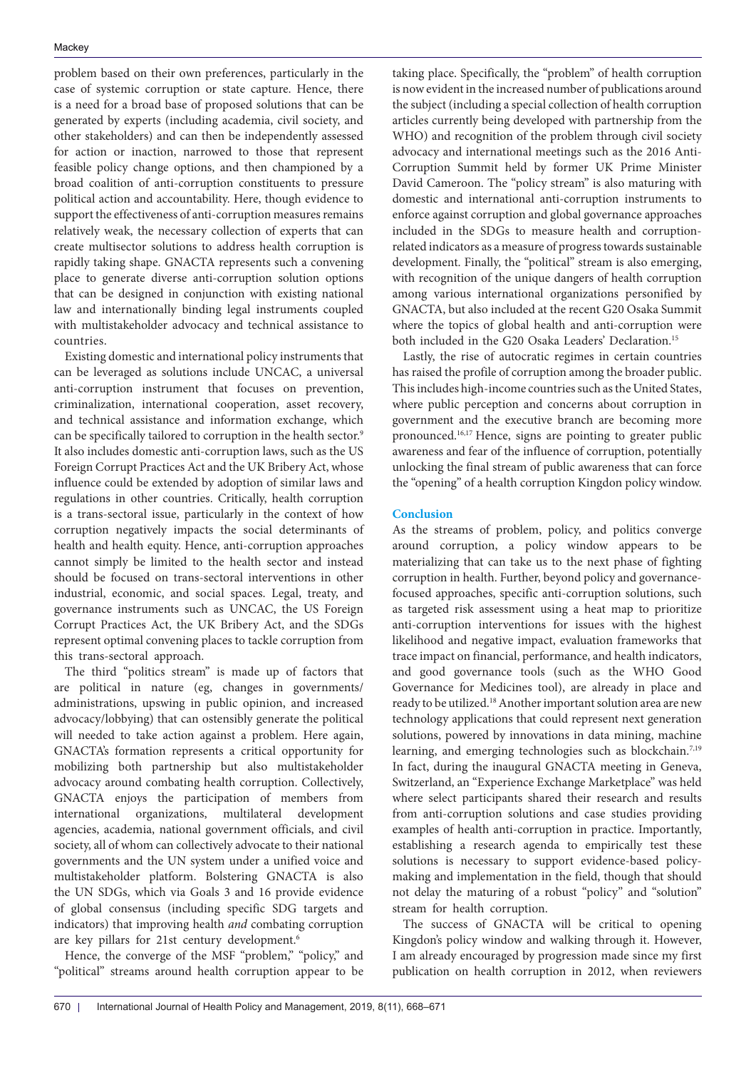problem based on their own preferences, particularly in the case of systemic corruption or state capture. Hence, there is a need for a broad base of proposed solutions that can be generated by experts (including academia, civil society, and other stakeholders) and can then be independently assessed for action or inaction, narrowed to those that represent feasible policy change options, and then championed by a broad coalition of anti-corruption constituents to pressure political action and accountability. Here, though evidence to support the effectiveness of anti-corruption measures remains relatively weak, the necessary collection of experts that can create multisector solutions to address health corruption is rapidly taking shape. GNACTA represents such a convening place to generate diverse anti-corruption solution options that can be designed in conjunction with existing national law and internationally binding legal instruments coupled with multistakeholder advocacy and technical assistance to countries.

Existing domestic and international policy instruments that can be leveraged as solutions include UNCAC, a universal anti-corruption instrument that focuses on prevention, criminalization, international cooperation, asset recovery, and technical assistance and information exchange, which can be specifically tailored to corruption in the health sector.[9] It also includes domestic anti-corruption laws, such as the US Foreign Corrupt Practices Act and the UK Bribery Act, whose influence could be extended by adoption of similar laws and regulations in other countries. Critically, health corruption is a trans-sectoral issue, particularly in the context of how corruption negatively impacts the social determinants of health and health equity. Hence, anti-corruption approaches cannot simply be limited to the health sector and instead should be focused on trans-sectoral interventions in other industrial, economic, and social spaces. Legal, treaty, and governance instruments such as UNCAC, the US Foreign Corrupt Practices Act, the UK Bribery Act, and the SDGs represent optimal convening places to tackle corruption from this trans-sectoral approach.

The third "politics stream" is made up of factors that are political in nature (eg, changes in governments/administrations, upswing in public opinion, and increased advocacy/lobbying) that can ostensibly generate the political will needed to take action against a problem. Here again, GNACTA's formation represents a critical opportunity for mobilizing both partnership but also multistakeholder advocacy around combating health corruption. Collectively, GNACTA enjoys the participation of members from international organizations, multilateral development agencies, academia, national government officials, and civil society, all of whom can collectively advocate to their national governments and the UN system under a unified voice and multistakeholder platform. Bolstering GNACTA is also the UN SDGs, which via Goals 3 and 16 provide evidence of global consensus (including specific SDG targets and indicators) that improving health *and* combating corruption are key pillars for 21st century development.[6]

Hence, the converge of the MSF "problem," "policy," and "political" streams around health corruption appear to be taking place. Specifically, the "problem" of health corruption is now evident in the increased number of publications around the subject (including a special collection of health corruption articles currently being developed with partnership from the WHO) and recognition of the problem through civil society advocacy and international meetings such as the 2016 Anti-Corruption Summit held by former UK Prime Minister David Cameroon. The "policy stream" is also maturing with domestic and international anti-corruption instruments to enforce against corruption and global governance approaches included in the SDGs to measure health and corruption-related indicators as a measure of progress towards sustainable development. Finally, the "political" stream is also emerging, with recognition of the unique dangers of health corruption among various international organizations personified by GNACTA, but also included at the recent G20 Osaka Summit where the topics of global health and anti-corruption were both included in the G20 Osaka Leaders' Declaration.[15]

Lastly, the rise of autocratic regimes in certain countries has raised the profile of corruption among the broader public. This includes high-income countries such as the United States, where public perception and concerns about corruption in government and the executive branch are becoming more pronounced.[16,17] Hence, signs are pointing to greater public awareness and fear of the influence of corruption, potentially unlocking the final stream of public awareness that can force the "opening" of a health corruption Kingdon policy window.

## Conclusion

As the streams of problem, policy, and politics converge around corruption, a policy window appears to be materializing that can take us to the next phase of fighting corruption in health. Further, beyond policy and governance-focused approaches, specific anti-corruption solutions, such as targeted risk assessment using a heat map to prioritize anti-corruption interventions for issues with the highest likelihood and negative impact, evaluation frameworks that trace impact on financial, performance, and health indicators, and good governance tools (such as the WHO Good Governance for Medicines tool), are already in place and ready to be utilized.[18] Another important solution area are new technology applications that could represent next generation solutions, powered by innovations in data mining, machine learning, and emerging technologies such as blockchain.[7,19] In fact, during the inaugural GNACTA meeting in Geneva, Switzerland, an "Experience Exchange Marketplace" was held where select participants shared their research and results from anti-corruption solutions and case studies providing examples of health anti-corruption in practice. Importantly, establishing a research agenda to empirically test these solutions is necessary to support evidence-based policymaking and implementation in the field, though that should not delay the maturing of a robust "policy" and "solution" stream for health corruption.

The success of GNACTA will be critical to opening Kingdon's policy window and walking through it. However, I am already encouraged by progression made since my first publication on health corruption in 2012, when reviewers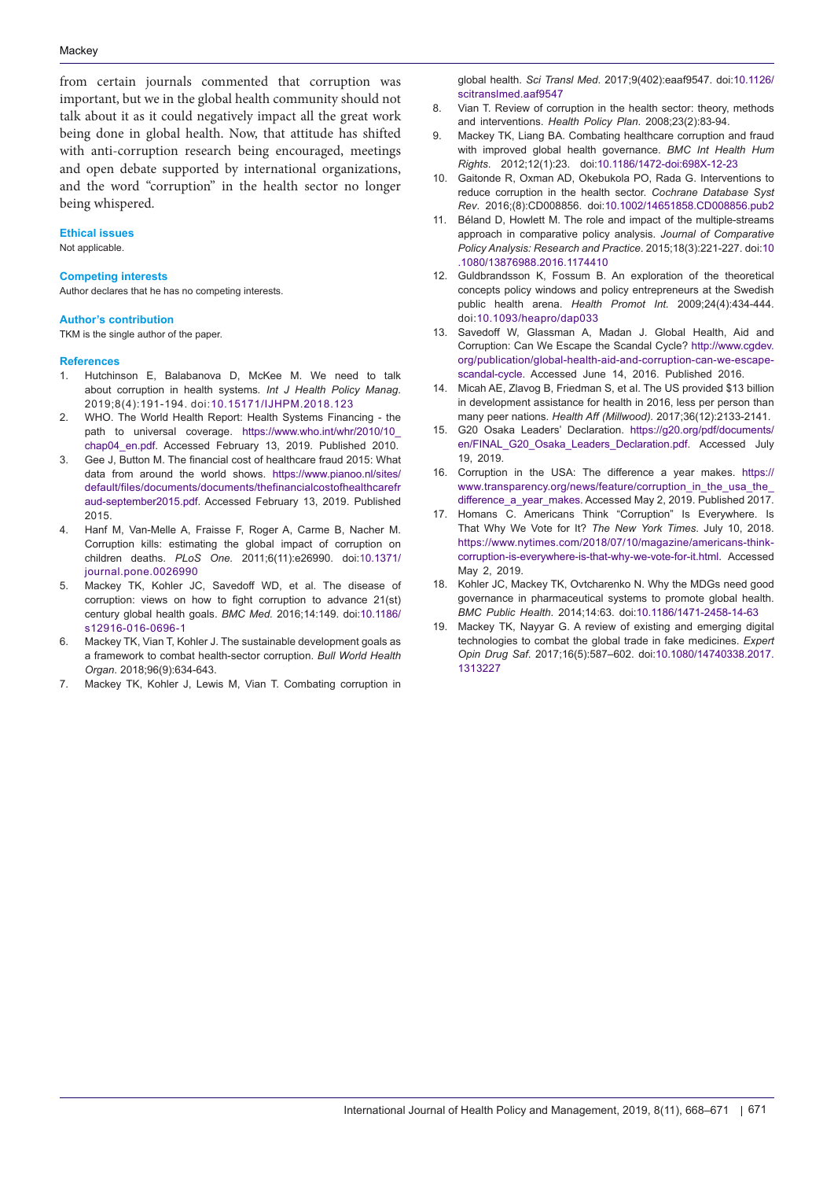from certain journals commented that corruption was important, but we in the global health community should not talk about it as it could negatively impact all the great work being done in global health. Now, that attitude has shifted with anti-corruption research being encouraged, meetings and open debate supported by international organizations, and the word "corruption" in the health sector no longer being whispered.

### Ethical issues

Not applicable.

### Competing interests

Author declares that he has no competing interests.

### Author's contribution

TKM is the single author of the paper.

### References

1. Hutchinson E, Balabanova D, McKee M. We need to talk about corruption in health systems. *Int J Health Policy Manag.* 2019;8(4):191-194. doi:10.15171/IJHPM.2018.123
2. WHO. The World Health Report: Health Systems Financing - the path to universal coverage. https://www.who.int/whr/2010/10_chap04_en.pdf. Accessed February 13, 2019. Published 2010.
3. Gee J, Button M. The financial cost of healthcare fraud 2015: What data from around the world shows. https://www.pianoo.nl/sites/default/files/documents/documents/thefinancialcostofhealthcarefraud-september2015.pdf. Accessed February 13, 2019. Published 2015.
4. Hanf M, Van-Melle A, Fraisse F, Roger A, Carme B, Nacher M. Corruption kills: estimating the global impact of corruption on children deaths. *PLoS One.* 2011;6(11):e26990. doi:10.1371/journal.pone.0026990
5. Mackey TK, Kohler JC, Savedoff WD, et al. The disease of corruption: views on how to fight corruption to advance 21(st) century global health goals. *BMC Med.* 2016;14:149. doi:10.1186/s12916-016-0696-1
6. Mackey TK, Vian T, Kohler J. The sustainable development goals as a framework to combat health-sector corruption. *Bull World Health Organ.* 2018;96(9):634-643.
7. Mackey TK, Kohler J, Lewis M, Vian T. Combating corruption in global health. *Sci Transl Med.* 2017;9(402):eaaf9547. doi:10.1126/scitranslmed.aaf9547
8. Vian T. Review of corruption in the health sector: theory, methods and interventions. *Health Policy Plan.* 2008;23(2):83-94.
9. Mackey TK, Liang BA. Combating healthcare corruption and fraud with improved global health governance. *BMC Int Health Hum Rights.* 2012;12(1):23. doi:10.1186/1472-doi:698X-12-23
10. Gaitonde R, Oxman AD, Okebukola PO, Rada G. Interventions to reduce corruption in the health sector. *Cochrane Database Syst Rev.* 2016;(8):CD008856. doi:10.1002/14651858.CD008856.pub2
11. Béland D, Howlett M. The role and impact of the multiple-streams approach in comparative policy analysis. *Journal of Comparative Policy Analysis: Research and Practice.* 2015;18(3):221-227. doi:10.1080/13876988.2016.1174410
12. Guldbrandsson K, Fossum B. An exploration of the theoretical concepts policy windows and policy entrepreneurs at the Swedish public health arena. *Health Promot Int.* 2009;24(4):434-444. doi:10.1093/heapro/dap033
13. Savedoff W, Glassman A, Madan J. Global Health, Aid and Corruption: Can We Escape the Scandal Cycle? http://www.cgdev.org/publication/global-health-aid-and-corruption-can-we-escape-scandal-cycle. Accessed June 14, 2016. Published 2016.
14. Micah AE, Zlavog B, Friedman S, et al. The US provided $13 billion in development assistance for health in 2016, less per person than many peer nations. *Health Aff (Millwood).* 2017;36(12):2133-2141.
15. G20 Osaka Leaders' Declaration. https://g20.org/pdf/documents/en/FINAL_G20_Osaka_Leaders_Declaration.pdf. Accessed July 19, 2019.
16. Corruption in the USA: The difference a year makes. https://www.transparency.org/news/feature/corruption_in_the_usa_the_difference_a_year_makes. Accessed May 2, 2019. Published 2017.
17. Homans C. Americans Think "Corruption" Is Everywhere. Is That Why We Vote for It? *The New York Times.* July 10, 2018. https://www.nytimes.com/2018/07/10/magazine/americans-think-corruption-is-everywhere-is-that-why-we-vote-for-it.html. Accessed May 2, 2019.
18. Kohler JC, Mackey TK, Ovtcharenko N. Why the MDGs need good governance in pharmaceutical systems to promote global health. *BMC Public Health.* 2014;14:63. doi:10.1186/1471-2458-14-63
19. Mackey TK, Nayyar G. A review of existing and emerging digital technologies to combat the global trade in fake medicines. *Expert Opin Drug Saf.* 2017;16(5):587–602. doi:10.1080/14740338.2017.1313227